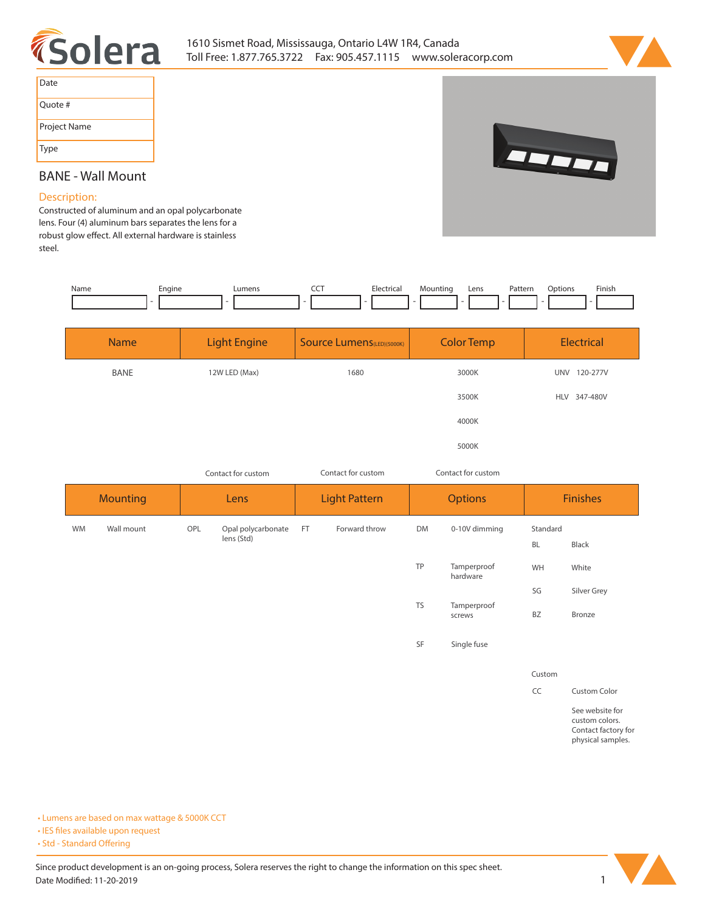1610 Sismet Road, Mississauga, Ontario L4W 1R4, Canada
Toll Free: 1.877.765.3722 Fax: 905.457.1115 www.soleracorp.com

| Date |
|---|
| Quote # |
| Project Name |
| Type |

## BANE - Wall Mount

### Description:

Constructed of aluminum and an opal polycarbonate lens. Four (4) aluminum bars separates the lens for a robust glow effect. All external hardware is stainless steel.

| Name | Engine | Lumens | CCT | Electrical | Mounting | Lens | Pattern | Options | Finish |
|---|---|---|---|---|---|---|---|---|---|
| | | | | | | | | | |

| Name | Light Engine | Source Lumens(LED)(5000K) | Color Temp | Electrical |
|---|---|---|---|---|
| BANE | 12W LED (Max) | 1680 | 3000K | UNV 120-277V |
| | | | 3500K | HLV 347-480V |
| | | | 4000K | |
| | | | 5000K | |
| | Contact for custom | Contact for custom | Contact for custom | |

| Mounting | | Lens | | Light Pattern | | Options | | Finishes | |
|---|---|---|---|---|---|---|---|---|---|
| WM | Wall mount | OPL | Opal polycarbonate lens (Std) | FT | Forward throw | DM | 0-10V dimming | Standard | |
| | | | | | | | | BL | Black |
| | | | | | | TP | Tamperproof hardware | WH | White |
| | | | | | | | | SG | Silver Grey |
| | | | | | | TS | Tamperproof screws | BZ | Bronze |
| | | | | | | SF | Single fuse | | |
| | | | | | | | | Custom | |
| | | | | | | | | CC | Custom Color |
| | | | | | | | | | See website for custom colors. Contact factory for physical samples. |

- Lumens are based on max wattage & 5000K CCT
- IES files available upon request
- Std - Standard Offering

Since product development is an on-going process, Solera reserves the right to change the information on this spec sheet.
Date Modified: 11-20-2019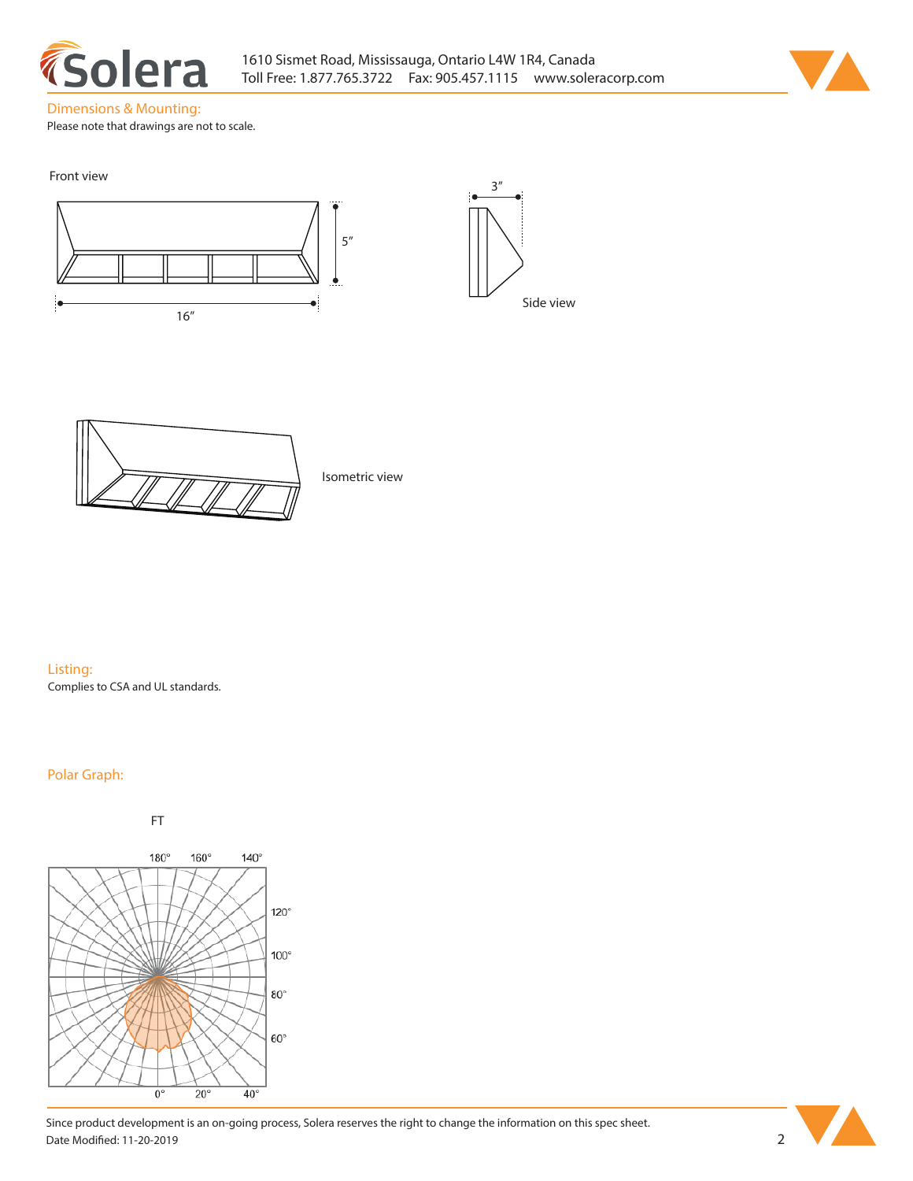## Dimensions & Mounting:

Please note that drawings are not to scale.

Front view

5″

16″

3″

Side view

Isometric view

## Listing:

Complies to CSA and UL standards.

## Polar Graph:

FT

180° 160° 140°

120°

100°

80°

60°

0° 20° 40°

Since product development is an on-going process, Solera reserves the right to change the information on this spec sheet.
Date Modified: 11-20-2019